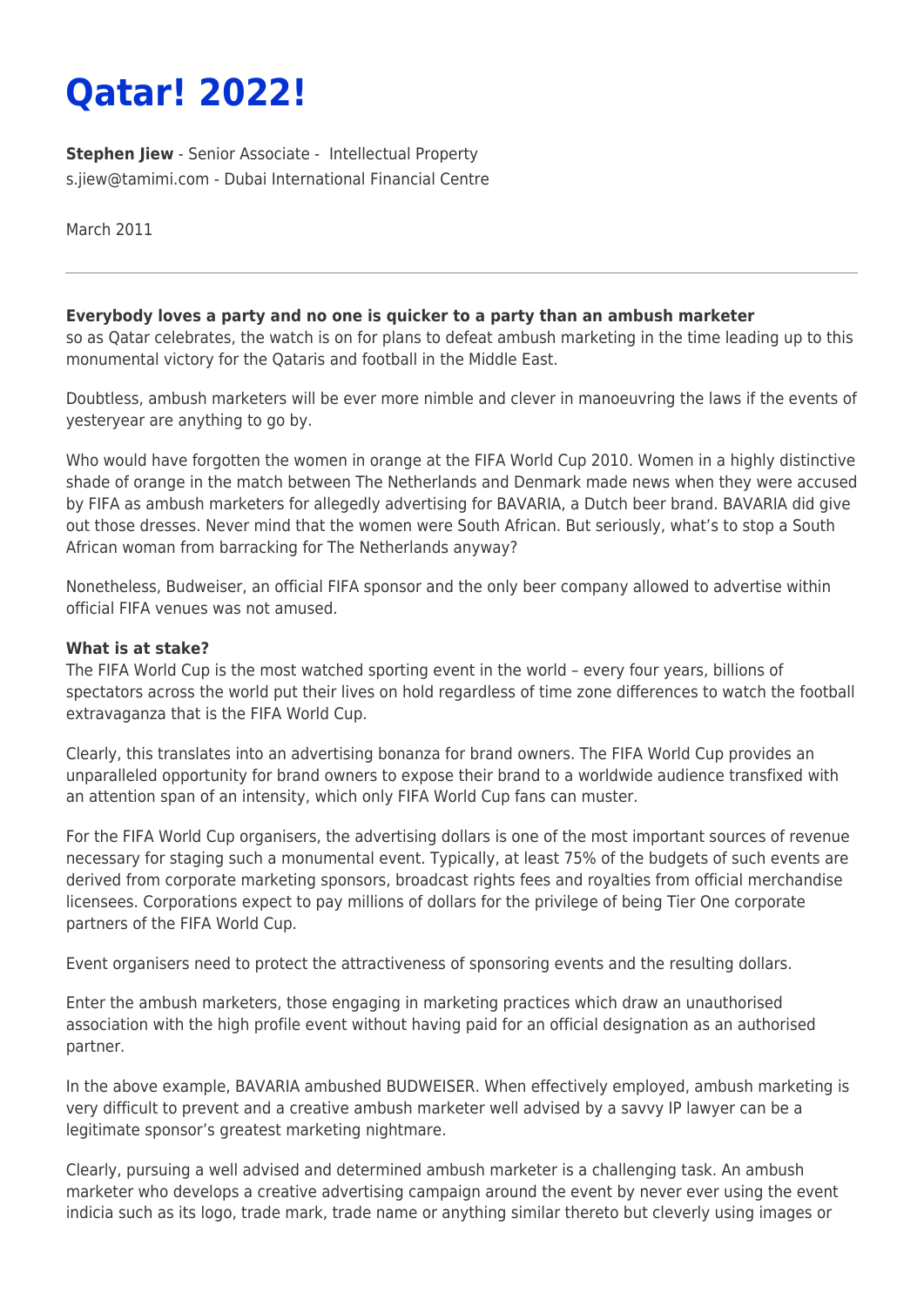# Qatar! 2022!

**Stephen Jiew** - Senior Associate - Intellectual Property
s.jiew@tamimi.com - Dubai International Financial Centre

March 2011

---

**Everybody loves a party and no one is quicker to a party than an ambush marketer**
so as Qatar celebrates, the watch is on for plans to defeat ambush marketing in the time leading up to this monumental victory for the Qataris and football in the Middle East.

Doubtless, ambush marketers will be ever more nimble and clever in manoeuvring the laws if the events of yesteryear are anything to go by.

Who would have forgotten the women in orange at the FIFA World Cup 2010. Women in a highly distinctive shade of orange in the match between The Netherlands and Denmark made news when they were accused by FIFA as ambush marketers for allegedly advertising for BAVARIA, a Dutch beer brand. BAVARIA did give out those dresses. Never mind that the women were South African. But seriously, what's to stop a South African woman from barracking for The Netherlands anyway?

Nonetheless, Budweiser, an official FIFA sponsor and the only beer company allowed to advertise within official FIFA venues was not amused.

**What is at stake?**
The FIFA World Cup is the most watched sporting event in the world – every four years, billions of spectators across the world put their lives on hold regardless of time zone differences to watch the football extravaganza that is the FIFA World Cup.

Clearly, this translates into an advertising bonanza for brand owners. The FIFA World Cup provides an unparalleled opportunity for brand owners to expose their brand to a worldwide audience transfixed with an attention span of an intensity, which only FIFA World Cup fans can muster.

For the FIFA World Cup organisers, the advertising dollars is one of the most important sources of revenue necessary for staging such a monumental event. Typically, at least 75% of the budgets of such events are derived from corporate marketing sponsors, broadcast rights fees and royalties from official merchandise licensees. Corporations expect to pay millions of dollars for the privilege of being Tier One corporate partners of the FIFA World Cup.

Event organisers need to protect the attractiveness of sponsoring events and the resulting dollars.

Enter the ambush marketers, those engaging in marketing practices which draw an unauthorised association with the high profile event without having paid for an official designation as an authorised partner.

In the above example, BAVARIA ambushed BUDWEISER. When effectively employed, ambush marketing is very difficult to prevent and a creative ambush marketer well advised by a savvy IP lawyer can be a legitimate sponsor's greatest marketing nightmare.

Clearly, pursuing a well advised and determined ambush marketer is a challenging task. An ambush marketer who develops a creative advertising campaign around the event by never ever using the event indicia such as its logo, trade mark, trade name or anything similar thereto but cleverly using images or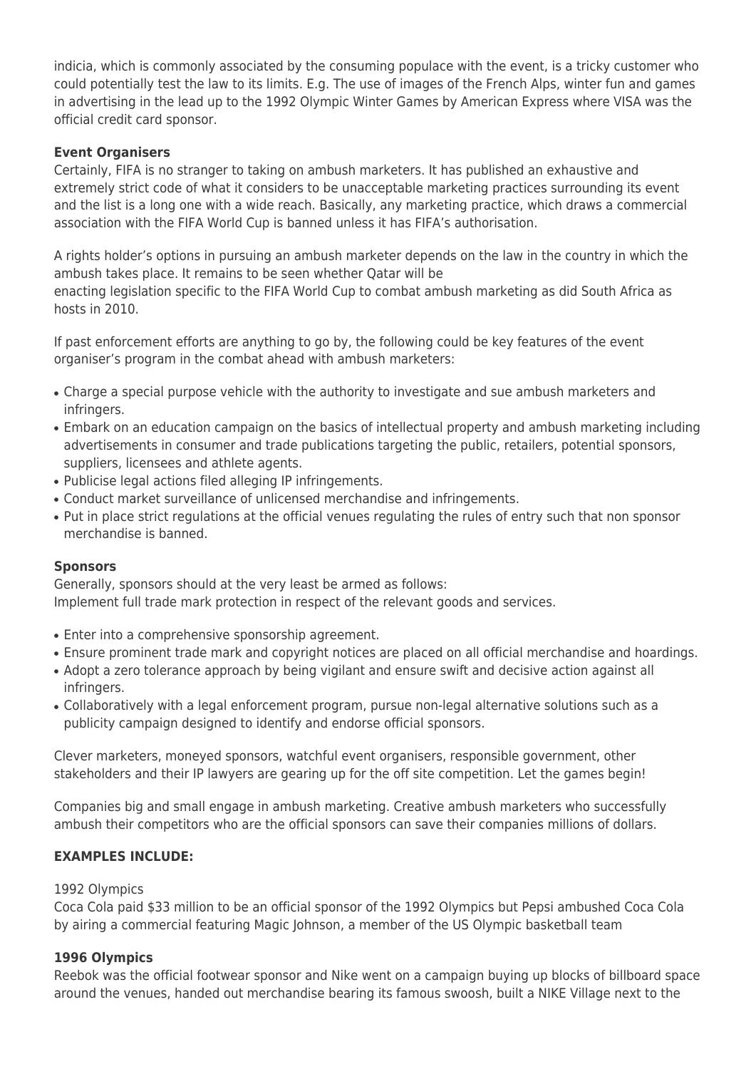indicia, which is commonly associated by the consuming populace with the event, is a tricky customer who could potentially test the law to its limits. E.g. The use of images of the French Alps, winter fun and games in advertising in the lead up to the 1992 Olympic Winter Games by American Express where VISA was the official credit card sponsor.

**Event Organisers**

Certainly, FIFA is no stranger to taking on ambush marketers. It has published an exhaustive and extremely strict code of what it considers to be unacceptable marketing practices surrounding its event and the list is a long one with a wide reach. Basically, any marketing practice, which draws a commercial association with the FIFA World Cup is banned unless it has FIFA's authorisation.

A rights holder's options in pursuing an ambush marketer depends on the law in the country in which the ambush takes place. It remains to be seen whether Qatar will be enacting legislation specific to the FIFA World Cup to combat ambush marketing as did South Africa as hosts in 2010.

If past enforcement efforts are anything to go by, the following could be key features of the event organiser's program in the combat ahead with ambush marketers:

- Charge a special purpose vehicle with the authority to investigate and sue ambush marketers and infringers.
- Embark on an education campaign on the basics of intellectual property and ambush marketing including advertisements in consumer and trade publications targeting the public, retailers, potential sponsors, suppliers, licensees and athlete agents.
- Publicise legal actions filed alleging IP infringements.
- Conduct market surveillance of unlicensed merchandise and infringements.
- Put in place strict regulations at the official venues regulating the rules of entry such that non sponsor merchandise is banned.

**Sponsors**

Generally, sponsors should at the very least be armed as follows:
Implement full trade mark protection in respect of the relevant goods and services.

- Enter into a comprehensive sponsorship agreement.
- Ensure prominent trade mark and copyright notices are placed on all official merchandise and hoardings.
- Adopt a zero tolerance approach by being vigilant and ensure swift and decisive action against all infringers.
- Collaboratively with a legal enforcement program, pursue non-legal alternative solutions such as a publicity campaign designed to identify and endorse official sponsors.

Clever marketers, moneyed sponsors, watchful event organisers, responsible government, other stakeholders and their IP lawyers are gearing up for the off site competition. Let the games begin!

Companies big and small engage in ambush marketing. Creative ambush marketers who successfully ambush their competitors who are the official sponsors can save their companies millions of dollars.

**EXAMPLES INCLUDE:**

1992 Olympics

Coca Cola paid $33 million to be an official sponsor of the 1992 Olympics but Pepsi ambushed Coca Cola by airing a commercial featuring Magic Johnson, a member of the US Olympic basketball team

**1996 Olympics**

Reebok was the official footwear sponsor and Nike went on a campaign buying up blocks of billboard space around the venues, handed out merchandise bearing its famous swoosh, built a NIKE Village next to the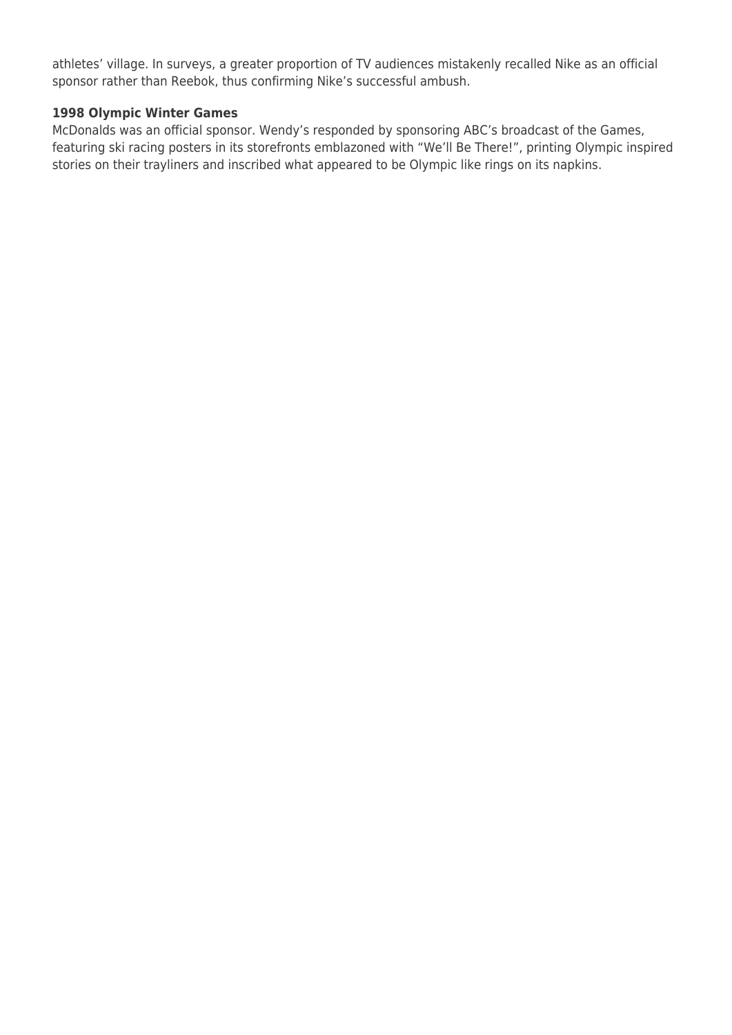athletes' village. In surveys, a greater proportion of TV audiences mistakenly recalled Nike as an official sponsor rather than Reebok, thus confirming Nike's successful ambush.

**1998 Olympic Winter Games**

McDonalds was an official sponsor. Wendy's responded by sponsoring ABC's broadcast of the Games, featuring ski racing posters in its storefronts emblazoned with "We'll Be There!", printing Olympic inspired stories on their trayliners and inscribed what appeared to be Olympic like rings on its napkins.